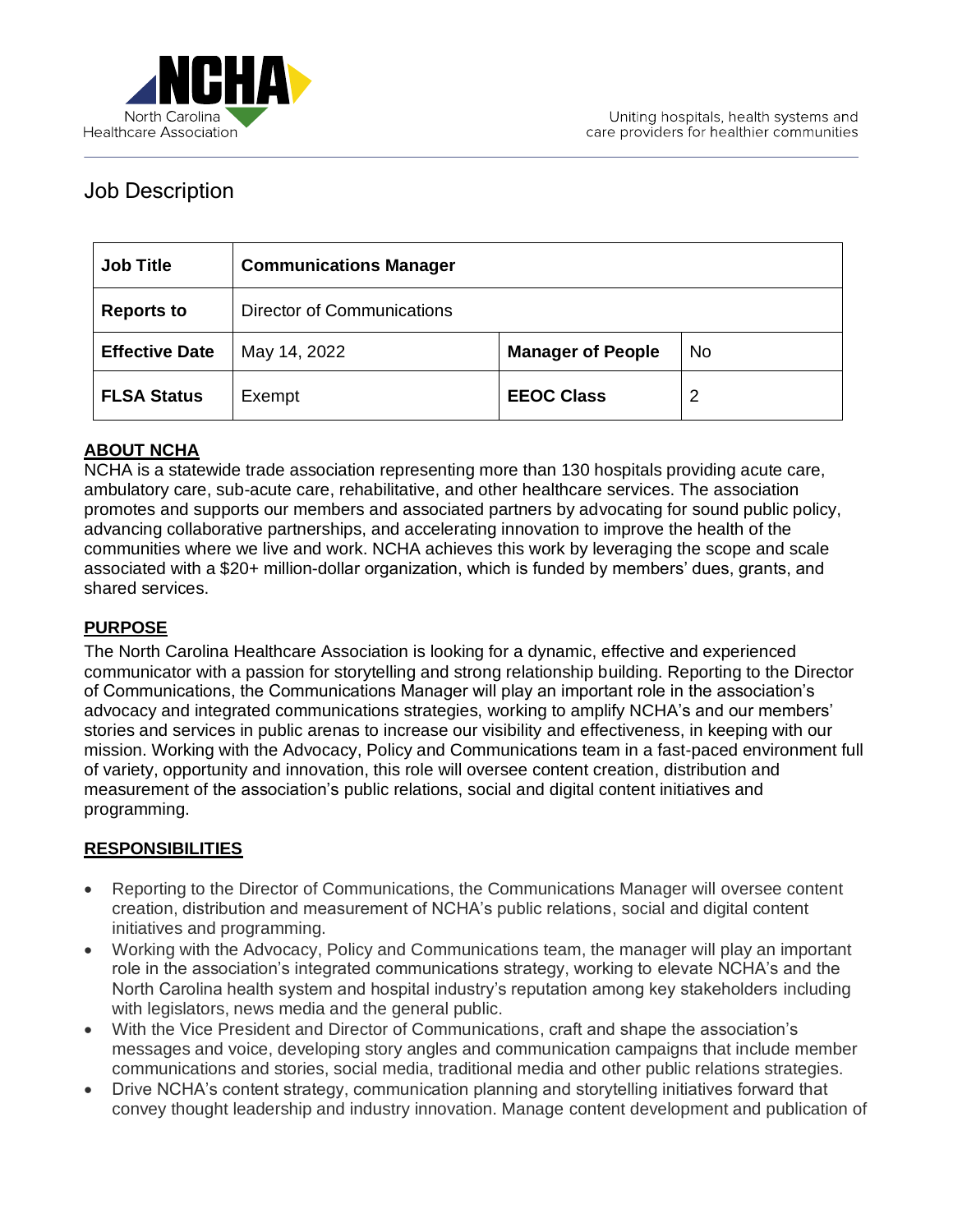# Job Description

| Job Title | Communications Manager | | |
|---|---|---|---|
| Reports to | Director of Communications | | |
| Effective Date | May 14, 2022 | Manager of People | No |
| FLSA Status | Exempt | EEOC Class | 2 |

## ABOUT NCHA

NCHA is a statewide trade association representing more than 130 hospitals providing acute care, ambulatory care, sub-acute care, rehabilitative, and other healthcare services. The association promotes and supports our members and associated partners by advocating for sound public policy, advancing collaborative partnerships, and accelerating innovation to improve the health of the communities where we live and work. NCHA achieves this work by leveraging the scope and scale associated with a $20+ million-dollar organization, which is funded by members' dues, grants, and shared services.

## PURPOSE

The North Carolina Healthcare Association is looking for a dynamic, effective and experienced communicator with a passion for storytelling and strong relationship building. Reporting to the Director of Communications, the Communications Manager will play an important role in the association's advocacy and integrated communications strategies, working to amplify NCHA's and our members' stories and services in public arenas to increase our visibility and effectiveness, in keeping with our mission. Working with the Advocacy, Policy and Communications team in a fast-paced environment full of variety, opportunity and innovation, this role will oversee content creation, distribution and measurement of the association's public relations, social and digital content initiatives and programming.

## RESPONSIBILITIES

- Reporting to the Director of Communications, the Communications Manager will oversee content creation, distribution and measurement of NCHA's public relations, social and digital content initiatives and programming.
- Working with the Advocacy, Policy and Communications team, the manager will play an important role in the association's integrated communications strategy, working to elevate NCHA's and the North Carolina health system and hospital industry's reputation among key stakeholders including with legislators, news media and the general public.
- With the Vice President and Director of Communications, craft and shape the association's messages and voice, developing story angles and communication campaigns that include member communications and stories, social media, traditional media and other public relations strategies.
- Drive NCHA's content strategy, communication planning and storytelling initiatives forward that convey thought leadership and industry innovation. Manage content development and publication of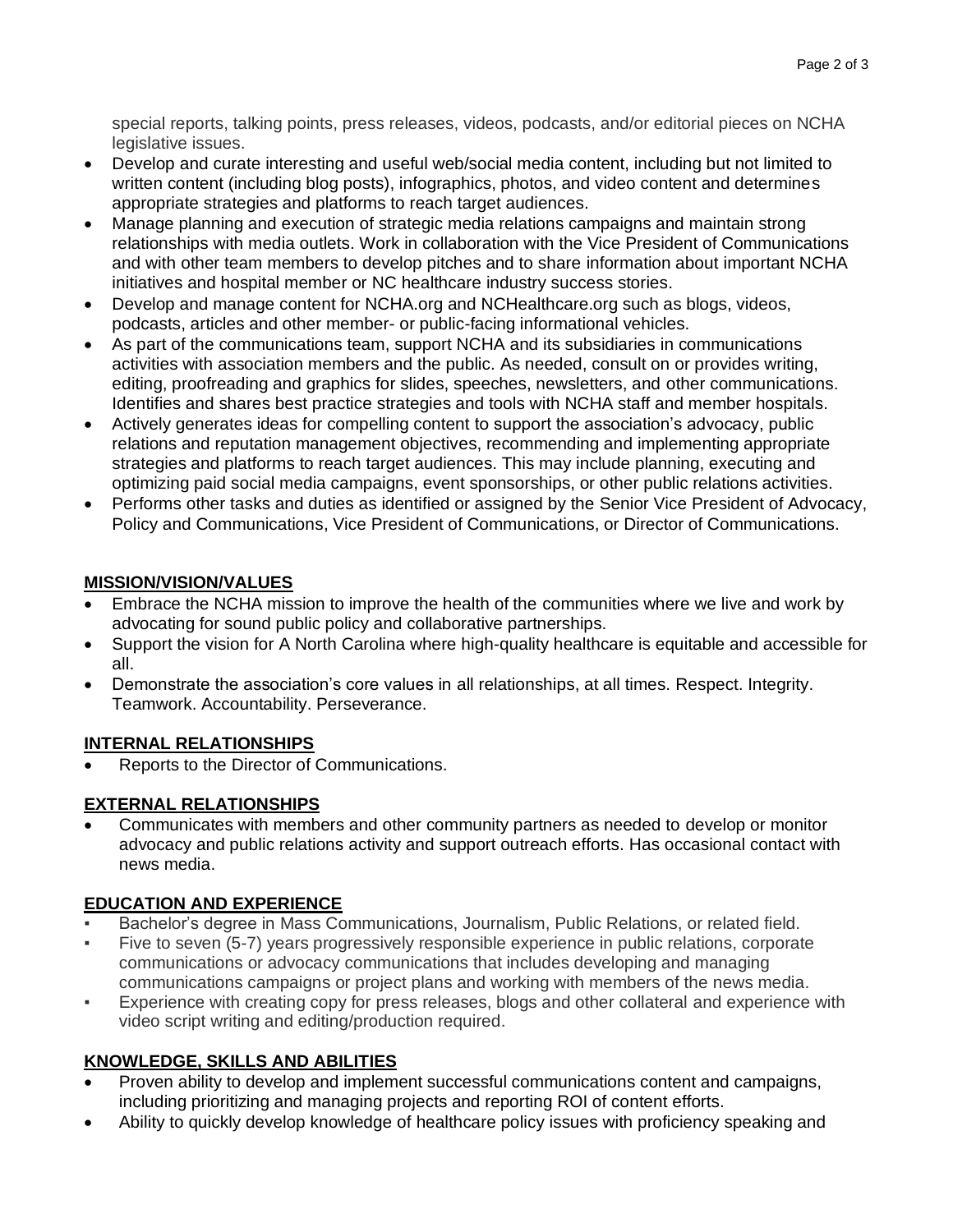special reports, talking points, press releases, videos, podcasts, and/or editorial pieces on NCHA legislative issues.

- Develop and curate interesting and useful web/social media content, including but not limited to written content (including blog posts), infographics, photos, and video content and determines appropriate strategies and platforms to reach target audiences.
- Manage planning and execution of strategic media relations campaigns and maintain strong relationships with media outlets. Work in collaboration with the Vice President of Communications and with other team members to develop pitches and to share information about important NCHA initiatives and hospital member or NC healthcare industry success stories.
- Develop and manage content for NCHA.org and NCHealthcare.org such as blogs, videos, podcasts, articles and other member- or public-facing informational vehicles.
- As part of the communications team, support NCHA and its subsidiaries in communications activities with association members and the public. As needed, consult on or provides writing, editing, proofreading and graphics for slides, speeches, newsletters, and other communications. Identifies and shares best practice strategies and tools with NCHA staff and member hospitals.
- Actively generates ideas for compelling content to support the association's advocacy, public relations and reputation management objectives, recommending and implementing appropriate strategies and platforms to reach target audiences. This may include planning, executing and optimizing paid social media campaigns, event sponsorships, or other public relations activities.
- Performs other tasks and duties as identified or assigned by the Senior Vice President of Advocacy, Policy and Communications, Vice President of Communications, or Director of Communications.

## MISSION/VISION/VALUES

- Embrace the NCHA mission to improve the health of the communities where we live and work by advocating for sound public policy and collaborative partnerships.
- Support the vision for A North Carolina where high-quality healthcare is equitable and accessible for all.
- Demonstrate the association's core values in all relationships, at all times. Respect. Integrity. Teamwork. Accountability. Perseverance.

## INTERNAL RELATIONSHIPS

- Reports to the Director of Communications.

## EXTERNAL RELATIONSHIPS

- Communicates with members and other community partners as needed to develop or monitor advocacy and public relations activity and support outreach efforts. Has occasional contact with news media.

## EDUCATION AND EXPERIENCE

- Bachelor's degree in Mass Communications, Journalism, Public Relations, or related field.
- Five to seven (5-7) years progressively responsible experience in public relations, corporate communications or advocacy communications that includes developing and managing communications campaigns or project plans and working with members of the news media.
- Experience with creating copy for press releases, blogs and other collateral and experience with video script writing and editing/production required.

## KNOWLEDGE, SKILLS AND ABILITIES

- Proven ability to develop and implement successful communications content and campaigns, including prioritizing and managing projects and reporting ROI of content efforts.
- Ability to quickly develop knowledge of healthcare policy issues with proficiency speaking and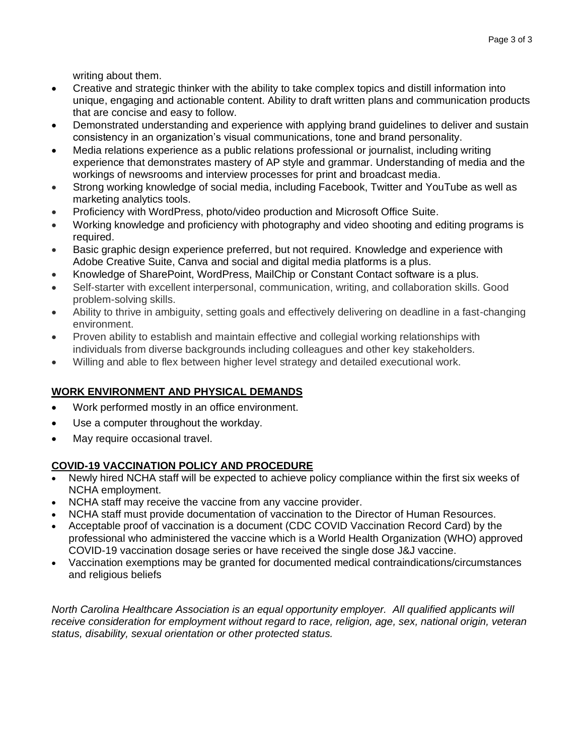writing about them.

- Creative and strategic thinker with the ability to take complex topics and distill information into unique, engaging and actionable content. Ability to draft written plans and communication products that are concise and easy to follow.
- Demonstrated understanding and experience with applying brand guidelines to deliver and sustain consistency in an organization's visual communications, tone and brand personality.
- Media relations experience as a public relations professional or journalist, including writing experience that demonstrates mastery of AP style and grammar. Understanding of media and the workings of newsrooms and interview processes for print and broadcast media.
- Strong working knowledge of social media, including Facebook, Twitter and YouTube as well as marketing analytics tools.
- Proficiency with WordPress, photo/video production and Microsoft Office Suite.
- Working knowledge and proficiency with photography and video shooting and editing programs is required.
- Basic graphic design experience preferred, but not required. Knowledge and experience with Adobe Creative Suite, Canva and social and digital media platforms is a plus.
- Knowledge of SharePoint, WordPress, MailChip or Constant Contact software is a plus.
- Self-starter with excellent interpersonal, communication, writing, and collaboration skills. Good problem-solving skills.
- Ability to thrive in ambiguity, setting goals and effectively delivering on deadline in a fast-changing environment.
- Proven ability to establish and maintain effective and collegial working relationships with individuals from diverse backgrounds including colleagues and other key stakeholders.
- Willing and able to flex between higher level strategy and detailed executional work.

## WORK ENVIRONMENT AND PHYSICAL DEMANDS

- Work performed mostly in an office environment.
- Use a computer throughout the workday.
- May require occasional travel.

## COVID-19 VACCINATION POLICY AND PROCEDURE

- Newly hired NCHA staff will be expected to achieve policy compliance within the first six weeks of NCHA employment.
- NCHA staff may receive the vaccine from any vaccine provider.
- NCHA staff must provide documentation of vaccination to the Director of Human Resources.
- Acceptable proof of vaccination is a document (CDC COVID Vaccination Record Card) by the professional who administered the vaccine which is a World Health Organization (WHO) approved COVID-19 vaccination dosage series or have received the single dose J&J vaccine.
- Vaccination exemptions may be granted for documented medical contraindications/circumstances and religious beliefs

*North Carolina Healthcare Association is an equal opportunity employer. All qualified applicants will receive consideration for employment without regard to race, religion, age, sex, national origin, veteran status, disability, sexual orientation or other protected status.*